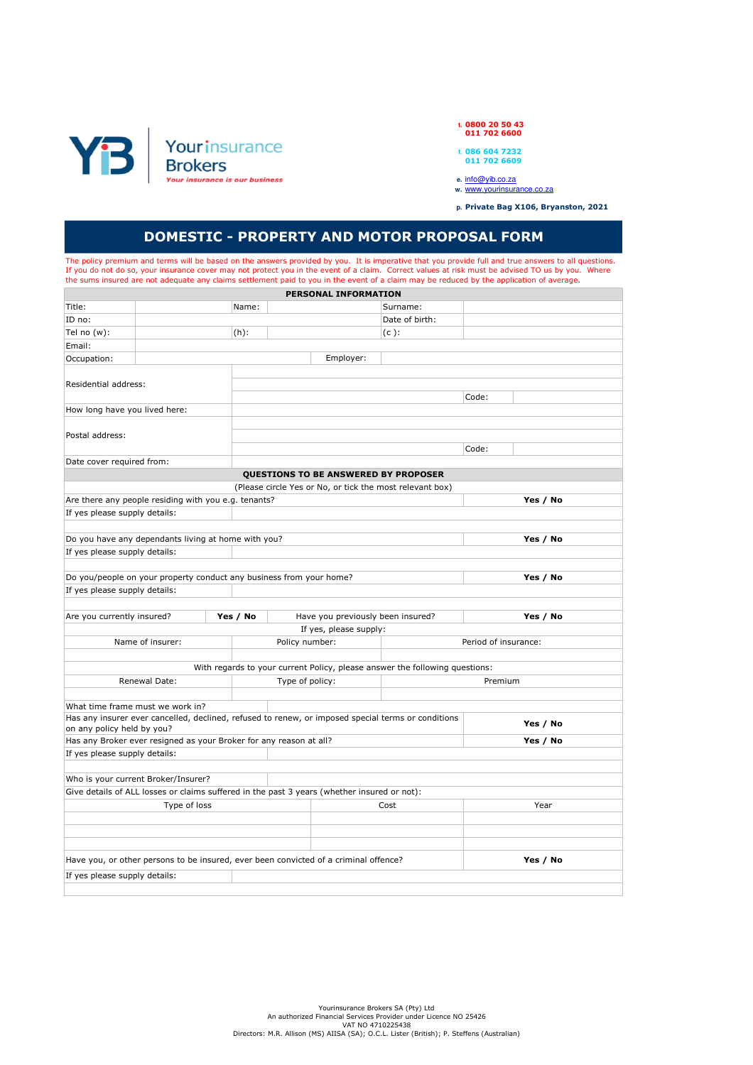Your insurance Brokers
*Your insurance is our business*

t. **0800 20 50 43**
**011 702 6600**

f. **086 604 7232**
**011 702 6609**

e. info@yib.co.za
w. www.yourinsurance.co.za

p. **Private Bag X106, Bryanston, 2021**

# DOMESTIC - PROPERTY AND MOTOR PROPOSAL FORM

The policy premium and terms will be based on the answers provided by you. It is imperative that you provide full and true answers to all questions. If you do not do so, your insurance cover may not protect you in the event of a claim. Correct values at risk must be advised TO us by you. Where the sums insured are not adequate any claims settlement paid to you in the event of a claim may be reduced by the application of average.

**PERSONAL INFORMATION**

| | | | | | |
|---|---|---|---|---|---|
| Title: | | Name: | | Surname: | |
| ID no: | | | | Date of birth: | |
| Tel no (w): | | (h): | | (c ): | |
| Email: | | | | | |
| Occupation: | | | Employer: | | |
| Residential address: | | | | Code: | |
| How long have you lived here: | | | | | |
| Postal address: | | | | Code: | |
| Date cover required from: | | | | | |

**QUESTIONS TO BE ANSWERED BY PROPOSER**

(Please circle Yes or No, or tick the most relevant box)

| | |
|---|---|
| Are there any people residing with you e.g. tenants? | **Yes / No** |
| If yes please supply details: | |
| Do you have any dependants living at home with you? | **Yes / No** |
| If yes please supply details: | |
| Do you/people on your property conduct any business from your home? | **Yes / No** |
| If yes please supply details: | |

| | | | |
|---|---|---|---|
| Are you currently insured? | **Yes / No** | Have you previously been insured? | **Yes / No** |

If yes, please supply:

| Name of insurer: | Policy number: | Period of insurance: |
|---|---|---|
| | | |

With regards to your current Policy, please answer the following questions:

| Renewal Date: | Type of policy: | Premium |
|---|---|---|
| | | |

| | |
|---|---|
| What time frame must we work in? | |
| Has any insurer ever cancelled, declined, refused to renew, or imposed special terms or conditions on any policy held by you? | **Yes / No** |
| Has any Broker ever resigned as your Broker for any reason at all? | **Yes / No** |
| If yes please supply details: | |
| Who is your current Broker/Insurer? | |

Give details of ALL losses or claims suffered in the past 3 years (whether insured or not):

| Type of loss | Cost | Year |
|---|---|---|
| | | |
| | | |
| | | |

| | |
|---|---|
| Have you, or other persons to be insured, ever been convicted of a criminal offence? | **Yes / No** |
| If yes please supply details: | |

Yourinsurance Brokers SA (Pty) Ltd
An authorized Financial Services Provider under Licence NO 25426
VAT NO 4710225438
Directors: M.R. Allison (MS) AIISA (SA); O.C.L. Lister (British); P. Steffens (Australian)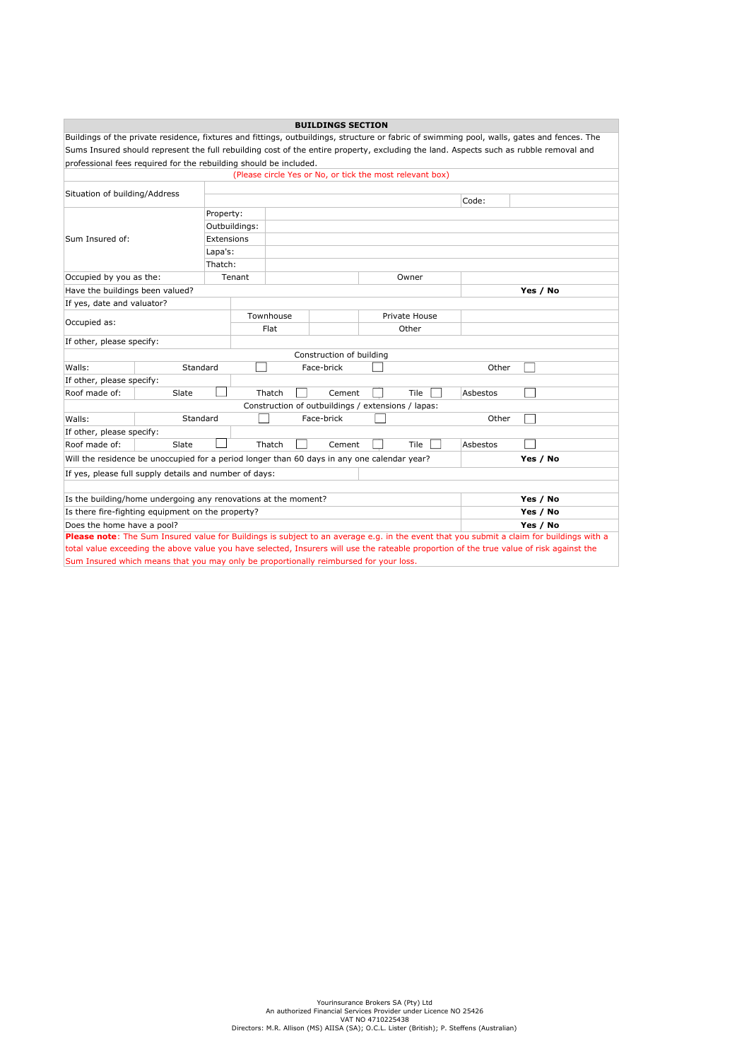## BUILDINGS SECTION

Buildings of the private residence, fixtures and fittings, outbuildings, structure or fabric of swimming pool, walls, gates and fences. The Sums Insured should represent the full rebuilding cost of the entire property, excluding the land. Aspects such as rubble removal and professional fees required for the rebuilding should be included.

(Please circle Yes or No, or tick the most relevant box)

| | | | | | |
|---|---|---|---|---|---|
| Situation of building/Address | | | | Code: | |
| Sum Insured of: | Property: | | | | |
| | Outbuildings: | | | | |
| | Extensions | | | | |
| | Lapa's: | | | | |
| | Thatch: | | | | |
| Occupied by you as the: | Tenant | | Owner | | |
| Have the buildings been valued? | | | | | **Yes / No** |
| If yes, date and valuator? | | | | | |
| Occupied as: | Townhouse | | Private House | | |
| | Flat | | Other | | |
| If other, please specify: | | | | | |

**Construction of building**

| | | | | | | | | | |
|---|---|---|---|---|---|---|---|---|---|
| Walls: | Standard | ☐ | Face-brick | ☐ | | | Other | ☐ | |
| If other, please specify: | | | | | | | | | |
| Roof made of: | Slate | ☐ | Thatch | ☐ | Cement | ☐ | Tile | ☐ | Asbestos ☐ |

**Construction of outbuildings / extensions / lapas:**

| | | | | | | | | | |
|---|---|---|---|---|---|---|---|---|---|
| Walls: | Standard | ☐ | Face-brick | ☐ | | | Other | ☐ | |
| If other, please specify: | | | | | | | | | |
| Roof made of: | Slate | ☐ | Thatch | ☐ | Cement | ☐ | Tile | ☐ | Asbestos ☐ |

| | |
|---|---|
| Will the residence be unoccupied for a period longer than 60 days in any one calendar year? | **Yes / No** |
| If yes, please full supply details and number of days: | |
| | |
| Is the building/home undergoing any renovations at the moment? | **Yes / No** |
| Is there fire-fighting equipment on the property? | **Yes / No** |
| Does the home have a pool? | **Yes / No** |

**Please note**: The Sum Insured value for Buildings is subject to an average e.g. in the event that you submit a claim for buildings with a total value exceeding the above value you have selected, Insurers will use the rateable proportion of the true value of risk against the Sum Insured which means that you may only be proportionally reimbursed for your loss.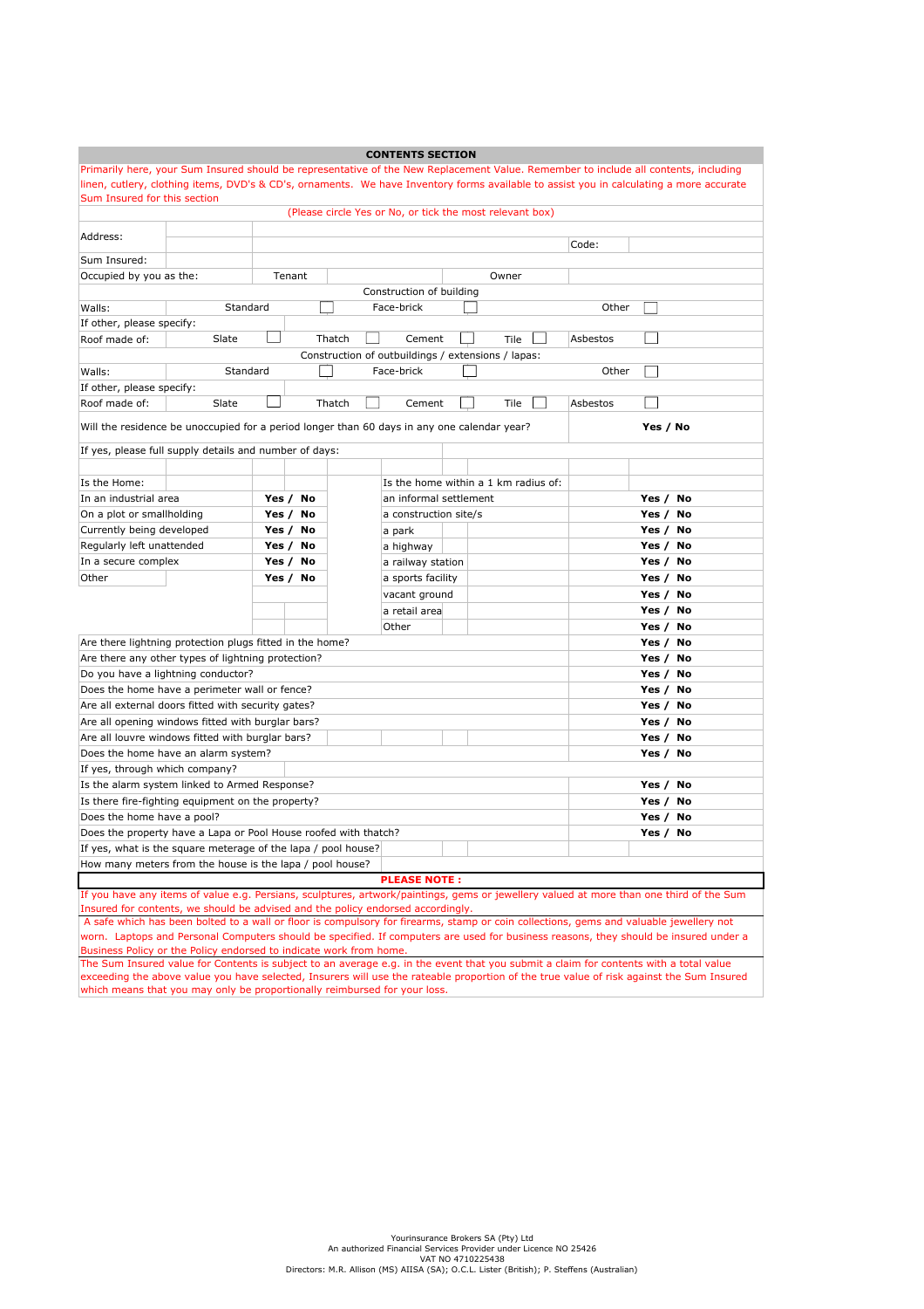## CONTENTS SECTION

Primarily here, your Sum Insured should be representative of the New Replacement Value. Remember to include all contents, including linen, cutlery, clothing items, DVD's & CD's, ornaments. We have Inventory forms available to assist you in calculating a more accurate Sum Insured for this section

(Please circle Yes or No, or tick the most relevant box)

| | | | | | |
|---|---|---|---|---|---|
| Address: | | | | Code: | |
| Sum Insured: | | | | | |
| Occupied by you as the: | Tenant | | Owner | | |

**Construction of building**

| | | | | | |
|---|---|---|---|---|---|
| Walls: | Standard ☐ | Face-brick ☐ | | Other ☐ | |
| If other, please specify: | | | | | |
| Roof made of: | Slate ☐ | Thatch ☐ | Cement ☐ | Tile ☐ | Asbestos ☐ |

**Construction of outbuildings / extensions / lapas:**

| | | | | | |
|---|---|---|---|---|---|
| Walls: | Standard ☐ | Face-brick ☐ | | Other ☐ | |
| If other, please specify: | | | | | |
| Roof made of: | Slate ☐ | Thatch ☐ | Cement ☐ | Tile ☐ | Asbestos ☐ |

| | |
|---|---|
| Will the residence be unoccupied for a period longer than 60 days in any one calendar year? | **Yes / No** |
| If yes, please full supply details and number of days: | |

| Is the Home: | | Is the home within a 1 km radius of: | |
|---|---|---|---|
| In an industrial area | **Yes / No** | an informal settlement | **Yes / No** |
| On a plot or smallholding | **Yes / No** | a construction site/s | **Yes / No** |
| Currently being developed | **Yes / No** | a park | **Yes / No** |
| Regularly left unattended | **Yes / No** | a highway | **Yes / No** |
| In a secure complex | **Yes / No** | a railway station | **Yes / No** |
| Other | **Yes / No** | a sports facility | **Yes / No** |
| | | vacant ground | **Yes / No** |
| | | a retail area | **Yes / No** |
| | | Other | **Yes / No** |

| | |
|---|---|
| Are there lightning protection plugs fitted in the home? | **Yes / No** |
| Are there any other types of lightning protection? | **Yes / No** |
| Do you have a lightning conductor? | **Yes / No** |
| Does the home have a perimeter wall or fence? | **Yes / No** |
| Are all external doors fitted with security gates? | **Yes / No** |
| Are all opening windows fitted with burglar bars? | **Yes / No** |
| Are all louvre windows fitted with burglar bars? | **Yes / No** |
| Does the home have an alarm system? | **Yes / No** |
| If yes, through which company? | |
| Is the alarm system linked to Armed Response? | **Yes / No** |
| Is there fire-fighting equipment on the property? | **Yes / No** |
| Does the home have a pool? | **Yes / No** |
| Does the property have a Lapa or Pool House roofed with thatch? | **Yes / No** |
| If yes, what is the square meterage of the lapa / pool house? | |
| How many meters from the house is the lapa / pool house? | |

**PLEASE NOTE :**

If you have any items of value e.g. Persians, sculptures, artwork/paintings, gems or jewellery valued at more than one third of the Sum Insured for contents, we should be advised and the policy endorsed accordingly.

A safe which has been bolted to a wall or floor is compulsory for firearms, stamp or coin collections, gems and valuable jewellery not worn. Laptops and Personal Computers should be specified. If computers are used for business reasons, they should be insured under a Business Policy or the Policy endorsed to indicate work from home.

The Sum Insured value for Contents is subject to an average e.g. in the event that you submit a claim for contents with a total value exceeding the above value you have selected, Insurers will use the rateable proportion of the true value of risk against the Sum Insured which means that you may only be proportionally reimbursed for your loss.

Yourinsurance Brokers SA (Pty) Ltd
An authorized Financial Services Provider under Licence NO 25426
VAT NO 4710225438
Directors: M.R. Allison (MS) AIISA (SA); O.C.L. Lister (British); P. Steffens (Australian)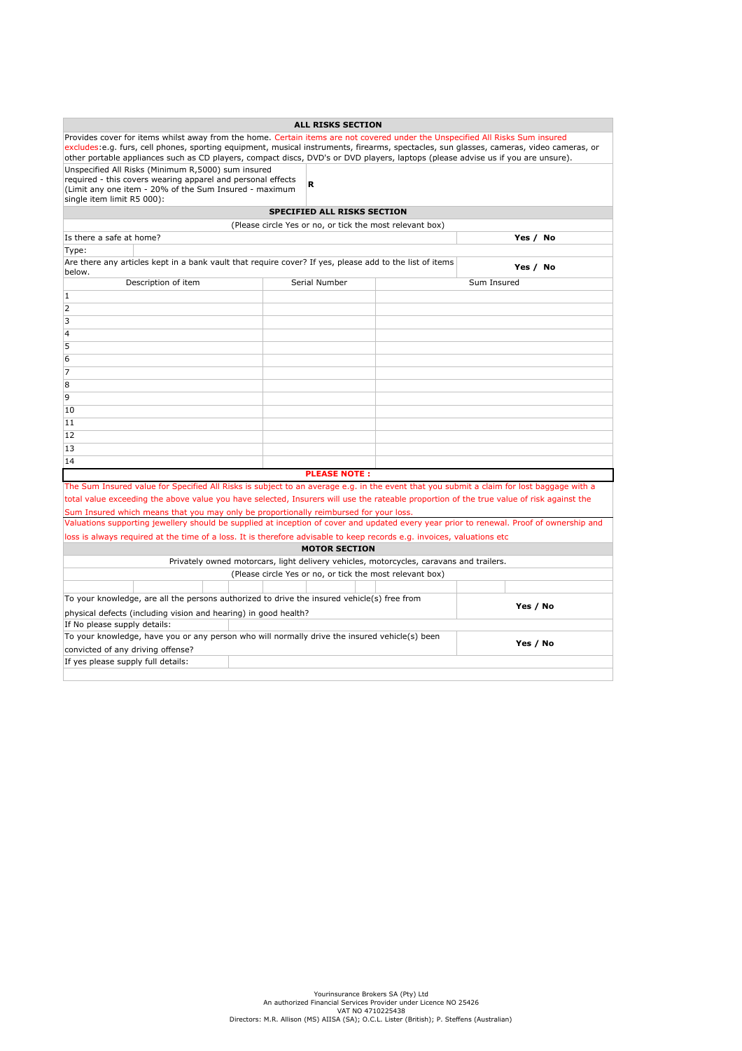## ALL RISKS SECTION

Provides cover for items whilst away from the home. Certain items are not covered under the Unspecified All Risks Sum insured excludes:e.g. furs, cell phones, sporting equipment, musical instruments, firearms, spectacles, sun glasses, cameras, video cameras, or other portable appliances such as CD players, compact discs, DVD's or DVD players, laptops (please advise us if you are unsure).

| Unspecified All Risks (Minimum R,5000) sum insured required - this covers wearing apparel and personal effects (Limit any one item - 20% of the Sum Insured - maximum single item limit R5 000): | R |
|---|---|

## SPECIFIED ALL RISKS SECTION

(Please circle Yes or no, or tick the most relevant box)

| | |
|---|---|
| Is there a safe at home? | **Yes / No** |
| Type: | |
| Are there any articles kept in a bank vault that require cover? If yes, please add to the list of items below. | **Yes / No** |

| Description of item | Serial Number | Sum Insured |
|---|---|---|
| 1 | | |
| 2 | | |
| 3 | | |
| 4 | | |
| 5 | | |
| 6 | | |
| 7 | | |
| 8 | | |
| 9 | | |
| 10 | | |
| 11 | | |
| 12 | | |
| 13 | | |
| 14 | | |

**PLEASE NOTE :**

The Sum Insured value for Specified All Risks is subject to an average e.g. in the event that you submit a claim for lost baggage with a total value exceeding the above value you have selected, Insurers will use the rateable proportion of the true value of risk against the Sum Insured which means that you may only be proportionally reimbursed for your loss.

Valuations supporting jewellery should be supplied at inception of cover and updated every year prior to renewal. Proof of ownership and loss is always required at the time of a loss. It is therefore advisable to keep records e.g. invoices, valuations etc

## MOTOR SECTION

Privately owned motorcars, light delivery vehicles, motorcycles, caravans and trailers.

(Please circle Yes or no, or tick the most relevant box)

| | |
|---|---|
| To your knowledge, are all the persons authorized to drive the insured vehicle(s) free from physical defects (including vision and hearing) in good health? | **Yes / No** |
| If No please supply details: | |
| To your knowledge, have you or any person who will normally drive the insured vehicle(s) been convicted of any driving offense? | **Yes / No** |
| If yes please supply full details: | |

Yourinsurance Brokers SA (Pty) Ltd
An authorized Financial Services Provider under Licence NO 25426
VAT NO 4710225438
Directors: M.R. Allison (MS) AIISA (SA); O.C.L. Lister (British); P. Steffens (Australian)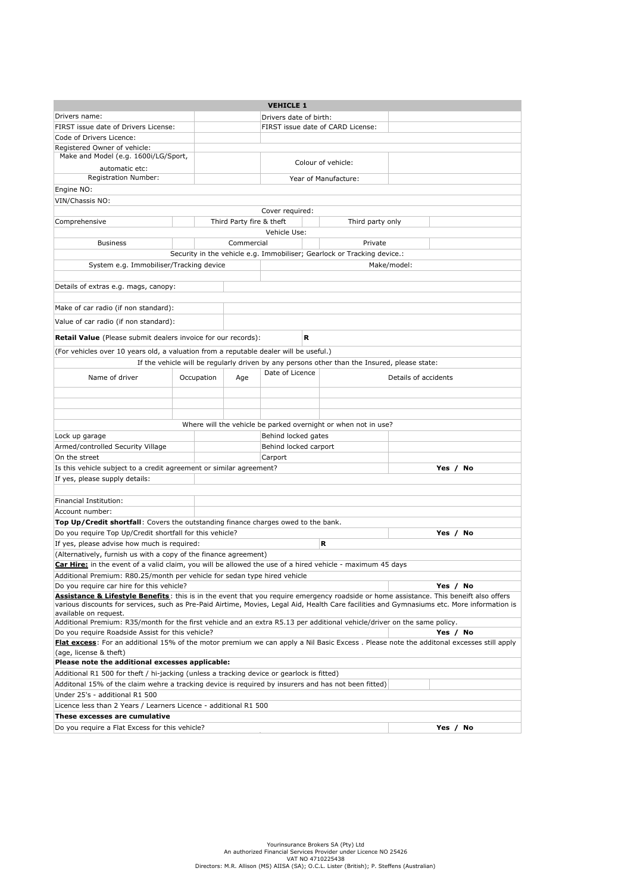## VEHICLE 1

| | | | |
|---|---|---|---|
| Drivers name: | | Drivers date of birth: | |
| FIRST issue date of Drivers License: | | FIRST issue date of CARD License: | |
| Code of Drivers Licence: | | | |
| Registered Owner of vehicle: | | | |
| Make and Model (e.g. 1600i/LG/Sport, automatic etc: | | Colour of vehicle: | |
| Registration Number: | | Year of Manufacture: | |
| Engine NO: | | | |
| VIN/Chassis NO: | | | |

**Cover required:**

| | | | | | |
|---|---|---|---|---|---|
| Comprehensive | | Third Party fire & theft | | Third party only | |

**Vehicle Use:**

| | | | | | |
|---|---|---|---|---|---|
| Business | | Commercial | | Private | |

**Security in the vehicle e.g. Immobiliser; Gearlock or Tracking device.:**

| System e.g. Immobiliser/Tracking device | Make/model: |
|---|---|
| | |

| | |
|---|---|
| Details of extras e.g. mags, canopy: | |
| Make of car radio (if non standard): | |
| Value of car radio (if non standard): | |

**Retail Value** (Please submit dealers invoice for our records): **R**

(For vehicles over 10 years old, a valuation from a reputable dealer will be useful.)

If the vehicle will be regularly driven by any persons other than the Insured, please state:

| Name of driver | Occupation | Age | Date of Licence | Details of accidents |
|---|---|---|---|---|
| | | | | |
| | | | | |
| | | | | |

Where will the vehicle be parked overnight or when not in use?

| | | | |
|---|---|---|---|
| Lock up garage | | Behind locked gates | |
| Armed/controlled Security Village | | Behind locked carport | |
| On the street | | Carport | |

| | |
|---|---|
| Is this vehicle subject to a credit agreement or similar agreement? | **Yes / No** |
| If yes, please supply details: | |
| Financial Institution: | |
| Account number: | |

**Top Up/Credit shortfall**: Covers the outstanding finance charges owed to the bank.

| | |
|---|---|
| Do you require Top Up/Credit shortfall for this vehicle? | **Yes / No** |
| If yes, please advise how much is required: | **R** |

(Alternatively, furnish us with a copy of the finance agreement)

**Car Hire:** in the event of a valid claim, you will be allowed the use of a hired vehicle - maximum 45 days

Additional Premium: R80.25/month per vehicle for sedan type hired vehicle

| | |
|---|---|
| Do you require car hire for this vehicle? | **Yes / No** |

**Assistance & Lifestyle Benefits**: this is in the event that you require emergency roadside or home assistance. This beneift also offers various discounts for services, such as Pre-Paid Airtime, Movies, Legal Aid, Health Care facilities and Gymnasiums etc. More information is available on request.

Additional Premium: R35/month for the first vehicle and an extra R5.13 per additional vehicle/driver on the same policy.

| | |
|---|---|
| Do you require Roadside Assist for this vehicle? | **Yes / No** |

**Flat excess**: For an additional 15% of the motor premium we can apply a Nil Basic Excess . Please note the additonal excesses still apply (age, license & theft)

**Please note the additional excesses applicable:**

Additional R1 500 for theft / hi-jacking (unless a tracking device or gearlock is fitted)

Additonal 15% of the claim wehre a tracking device is required by insurers and has not been fitted)

Under 25's - additional R1 500

Licence less than 2 Years / Learners Licence - additional R1 500

**These excesses are cumulative**

| | |
|---|---|
| Do you require a Flat Excess for this vehicle? | **Yes / No** |

Yourinsurance Brokers SA (Pty) Ltd
An authorized Financial Services Provider under Licence NO 25426
VAT NO 4710225438
Directors: M.R. Allison (MS) AIISA (SA); O.C.L. Lister (British); P. Steffens (Australian)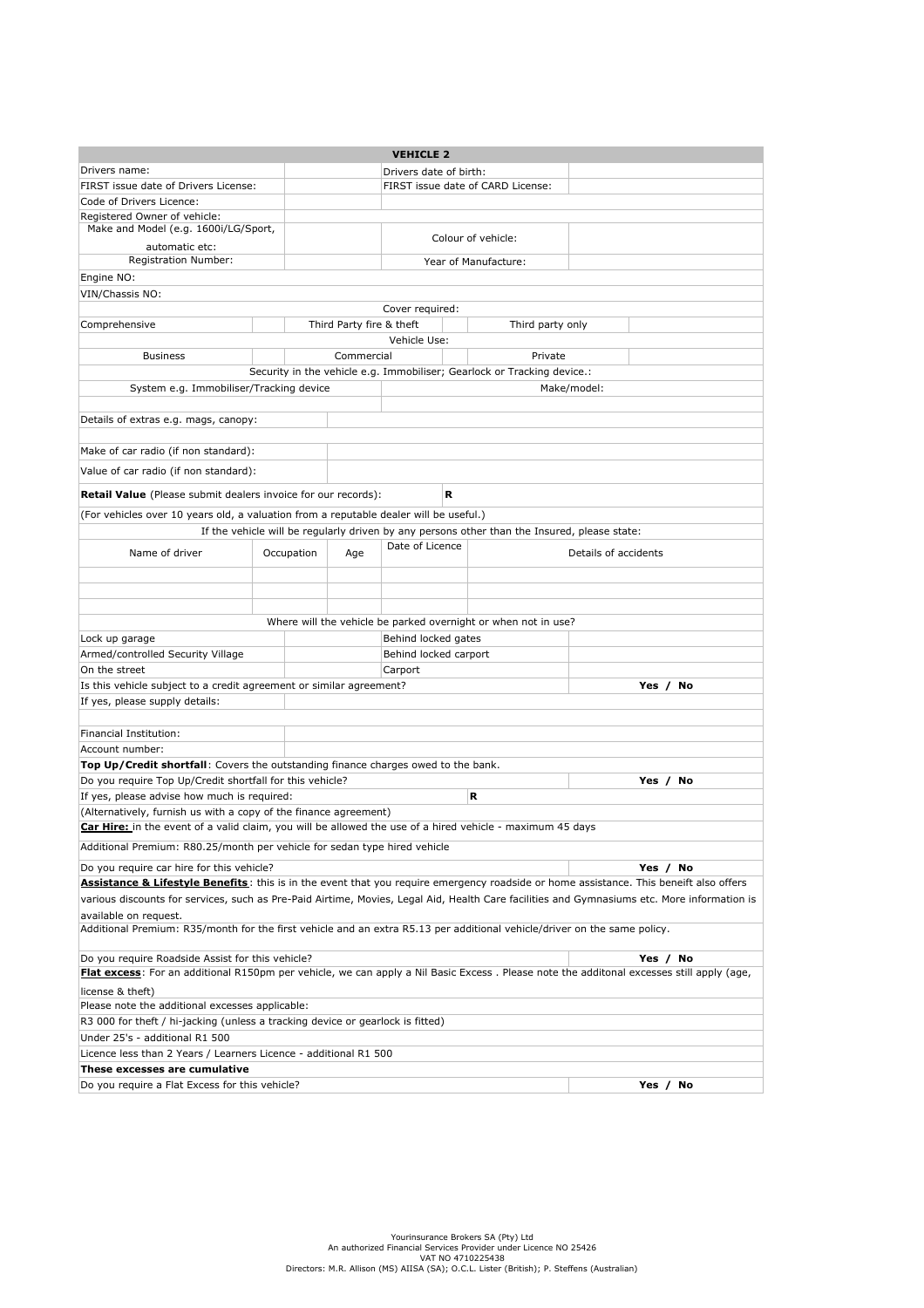## VEHICLE 2

| | | | |
|---|---|---|---|
| Drivers name: | | Drivers date of birth: | |
| FIRST issue date of Drivers License: | | FIRST issue date of CARD License: | |
| Code of Drivers Licence: | | | |
| Registered Owner of vehicle: | | | |
| Make and Model (e.g. 1600i/LG/Sport, automatic etc: | | Colour of vehicle: | |
| Registration Number: | | Year of Manufacture: | |
| Engine NO: | | | |
| VIN/Chassis NO: | | | |

**Cover required:**

| | | | | | |
|---|---|---|---|---|---|
| Comprehensive | | Third Party fire & theft | | Third party only | |

**Vehicle Use:**

| | | | | | |
|---|---|---|---|---|---|
| Business | | Commercial | | Private | |

**Security in the vehicle e.g. Immobiliser; Gearlock or Tracking device.:**

| System e.g. Immobiliser/Tracking device | Make/model: |
|---|---|
| | |

| | |
|---|---|
| Details of extras e.g. mags, canopy: | |
| Make of car radio (if non standard): | |
| Value of car radio (if non standard): | |
| **Retail Value** (Please submit dealers invoice for our records): | **R** |

(For vehicles over 10 years old, a valuation from a reputable dealer will be useful.)

If the vehicle will be regularly driven by any persons other than the Insured, please state:

| Name of driver | Occupation | Age | Date of Licence | Details of accidents |
|---|---|---|---|---|
| | | | | |
| | | | | |
| | | | | |

**Where will the vehicle be parked overnight or when not in use?**

| | | | |
|---|---|---|---|
| Lock up garage | | Behind locked gates | |
| Armed/controlled Security Village | | Behind locked carport | |
| On the street | | Carport | |

| | |
|---|---|
| Is this vehicle subject to a credit agreement or similar agreement? | **Yes / No** |
| If yes, please supply details: | |
| Financial Institution: | |
| Account number: | |

**Top Up/Credit shortfall**: Covers the outstanding finance charges owed to the bank.

| | |
|---|---|
| Do you require Top Up/Credit shortfall for this vehicle? | **Yes / No** |
| If yes, please advise how much is required: | **R** |

(Alternatively, furnish us with a copy of the finance agreement)

**Car Hire:** in the event of a valid claim, you will be allowed the use of a hired vehicle - maximum 45 days

Additional Premium: R80.25/month per vehicle for sedan type hired vehicle

| | |
|---|---|
| Do you require car hire for this vehicle? | **Yes / No** |

**Assistance & Lifestyle Benefits**: this is in the event that you require emergency roadside or home assistance. This beneift also offers various discounts for services, such as Pre-Paid Airtime, Movies, Legal Aid, Health Care facilities and Gymnasiums etc. More information is available on request.

Additional Premium: R35/month for the first vehicle and an extra R5.13 per additional vehicle/driver on the same policy.

| | |
|---|---|
| Do you require Roadside Assist for this vehicle? | **Yes / No** |

**Flat excess**: For an additional R150pm per vehicle, we can apply a Nil Basic Excess . Please note the additonal excesses still apply (age, license & theft)

Please note the additional excesses applicable:

R3 000 for theft / hi-jacking (unless a tracking device or gearlock is fitted)

Under 25's - additional R1 500

Licence less than 2 Years / Learners Licence - additional R1 500

**These excesses are cumulative**

| | |
|---|---|
| Do you require a Flat Excess for this vehicle? | **Yes / No** |

Yourinsurance Brokers SA (Pty) Ltd
An authorized Financial Services Provider under Licence NO 25426
VAT NO 4710225438
Directors: M.R. Allison (MS) AIISA (SA); O.C.L. Lister (British); P. Steffens (Australian)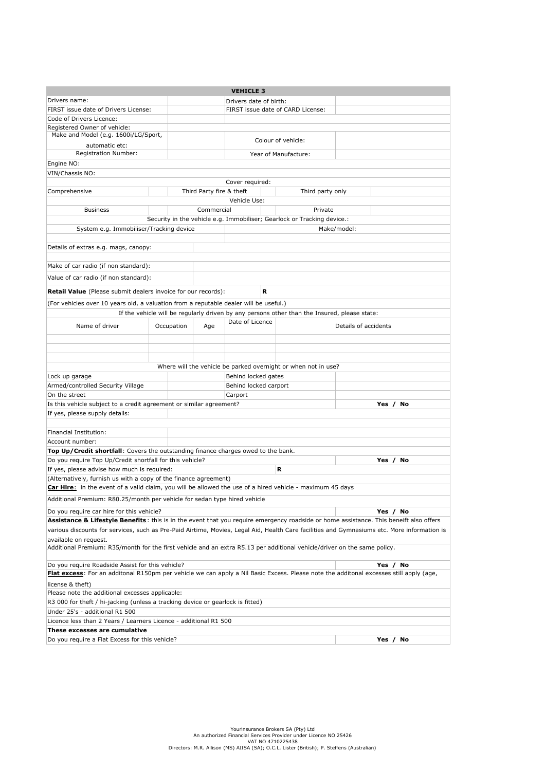## VEHICLE 3

| | | | |
|---|---|---|---|
| Drivers name: | | Drivers date of birth: | |
| FIRST issue date of Drivers License: | | FIRST issue date of CARD License: | |
| Code of Drivers Licence: | | | |
| Registered Owner of vehicle: | | | |
| Make and Model (e.g. 1600i/LG/Sport, automatic etc: | | Colour of vehicle: | |
| Registration Number: | | Year of Manufacture: | |
| Engine NO: | | | |
| VIN/Chassis NO: | | | |

**Cover required:**

| | | | | | |
|---|---|---|---|---|---|
| Comprehensive | | Third Party fire & theft | | Third party only | |

**Vehicle Use:**

| | | | | | |
|---|---|---|---|---|---|
| Business | | Commercial | | Private | |

**Security in the vehicle e.g. Immobiliser; Gearlock or Tracking device.:**

| System e.g. Immobiliser/Tracking device | Make/model: |
|---|---|
| | |

| | |
|---|---|
| Details of extras e.g. mags, canopy: | |
| | |
| Make of car radio (if non standard): | |
| Value of car radio (if non standard): | |

**Retail Value** (Please submit dealers invoice for our records): **R**

(For vehicles over 10 years old, a valuation from a reputable dealer will be useful.)

If the vehicle will be regularly driven by any persons other than the Insured, please state:

| Name of driver | Occupation | Age | Date of Licence | Details of accidents |
|---|---|---|---|---|
| | | | | |
| | | | | |
| | | | | |

Where will the vehicle be parked overnight or when not in use?

| | | | |
|---|---|---|---|
| Lock up garage | | Behind locked gates | |
| Armed/controlled Security Village | | Behind locked carport | |
| On the street | | Carport | |

| | |
|---|---|
| Is this vehicle subject to a credit agreement or similar agreement? | **Yes / No** |
| If yes, please supply details: | |
| | |
| Financial Institution: | |
| Account number: | |

**Top Up/Credit shortfall**: Covers the outstanding finance charges owed to the bank.

| | |
|---|---|
| Do you require Top Up/Credit shortfall for this vehicle? | **Yes / No** |
| If yes, please advise how much is required: | **R** |

(Alternatively, furnish us with a copy of the finance agreement)

**Car Hire**: in the event of a valid claim, you will be allowed the use of a hired vehicle - maximum 45 days

Additional Premium: R80.25/month per vehicle for sedan type hired vehicle

| | |
|---|---|
| Do you require car hire for this vehicle? | **Yes / No** |

**Assistance & Lifestyle Benefits**: this is in the event that you require emergency roadside or home assistance. This beneift also offers various discounts for services, such as Pre-Paid Airtime, Movies, Legal Aid, Health Care facilities and Gymnasiums etc. More information is available on request.

Additional Premium: R35/month for the first vehicle and an extra R5.13 per additional vehicle/driver on the same policy.

| | |
|---|---|
| Do you require Roadside Assist for this vehicle? | **Yes / No** |

**Flat excess**: For an additonal R150pm per vehicle we can apply a Nil Basic Excess. Please note the additonal excesses still apply (age, license & theft)

Please note the additional excesses applicable:

R3 000 for theft / hi-jacking (unless a tracking device or gearlock is fitted)

Under 25's - additional R1 500

Licence less than 2 Years / Learners Licence - additional R1 500

**These excesses are cumulative**

| | |
|---|---|
| Do you require a Flat Excess for this vehicle? | **Yes / No** |

Yourinsurance Brokers SA (Pty) Ltd
An authorized Financial Services Provider under Licence NO 25426
VAT NO 4710225438
Directors: M.R. Allison (MS) AIISA (SA); O.C.L. Lister (British); P. Steffens (Australian)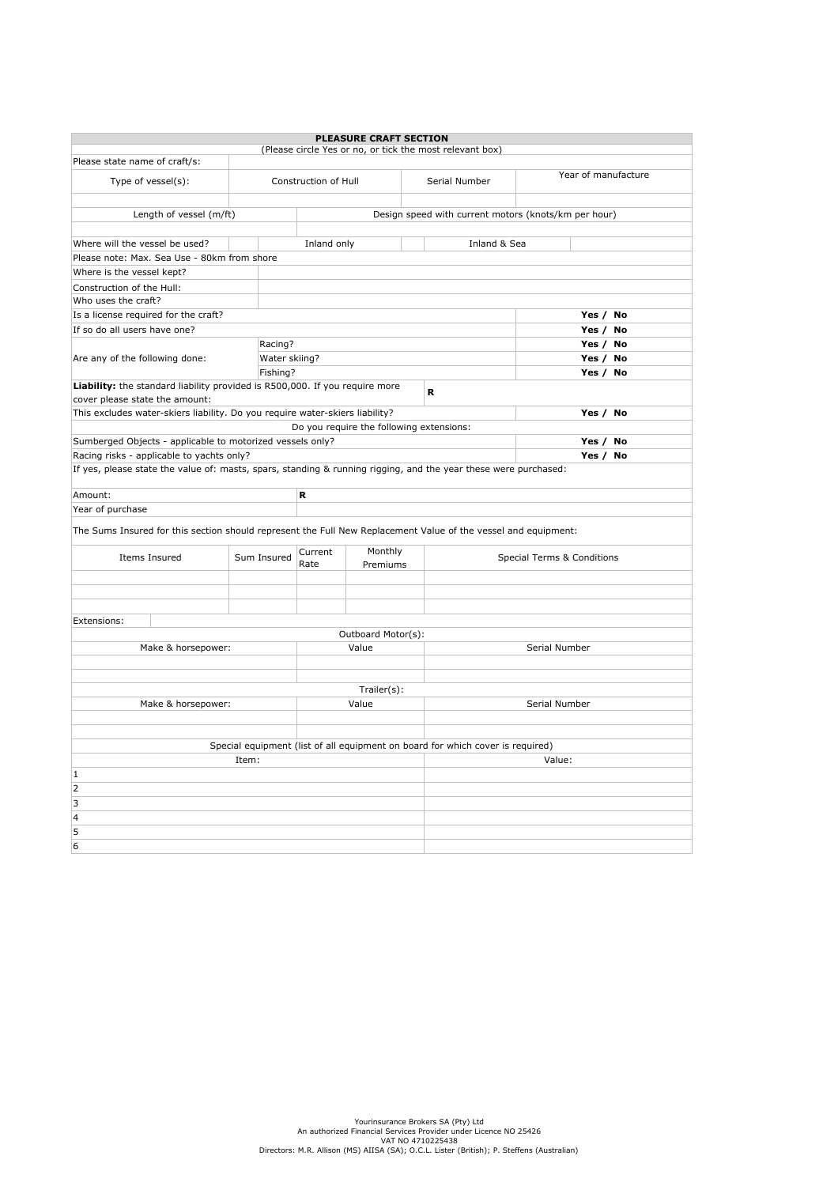## PLEASURE CRAFT SECTION

(Please circle Yes or no, or tick the most relevant box)

| Please state name of craft/s: | | | |
|---|---|---|---|
| Type of vessel(s): | Construction of Hull | Serial Number | Year of manufacture |
| | | | |

| Length of vessel (m/ft) | Design speed with current motors (knots/km per hour) |
|---|---|
| | |

| Where will the vessel be used? | | Inland only | | Inland & Sea | |
|---|---|---|---|---|---|

Please note: Max. Sea Use - 80km from shore

| | | |
|---|---|---|
| Where is the vessel kept? | | |
| Construction of the Hull: | | |
| Who uses the craft? | | |
| Is a license required for the craft? | | **Yes / No** |
| If so do all users have one? | | **Yes / No** |
| Are any of the following done: | Racing? | **Yes / No** |
| | Water skiing? | **Yes / No** |
| | Fishing? | **Yes / No** |
| **Liability:** the standard liability provided is R500,000. If you require more cover please state the amount: | **R** | |
| This excludes water-skiers liability. Do you require water-skiers liability? | | **Yes / No** |

Do you require the following extensions:

| | |
|---|---|
| Sumberged Objects - applicable to motorized vessels only? | **Yes / No** |
| Racing risks - applicable to yachts only? | **Yes / No** |

If yes, please state the value of: masts, spars, standing & running rigging, and the year these were purchased:

| | |
|---|---|
| Amount: | **R** |
| Year of purchase | |

The Sums Insured for this section should represent the Full New Replacement Value of the vessel and equipment:

| Items Insured | Sum Insured | Current Rate | Monthly Premiums | Special Terms & Conditions |
|---|---|---|---|---|
| | | | | |
| | | | | |
| | | | | |

Extensions:

**Outboard Motor(s):**

| Make & horsepower: | Value | Serial Number |
|---|---|---|
| | | |
| | | |

**Trailer(s):**

| Make & horsepower: | Value | Serial Number |
|---|---|---|
| | | |
| | | |

**Special equipment (list of all equipment on board for which cover is required)**

| Item: | Value: |
|---|---|
| 1 | |
| 2 | |
| 3 | |
| 4 | |
| 5 | |
| 6 | |

Yourinsurance Brokers SA (Pty) Ltd
An authorized Financial Services Provider under Licence NO 25426
VAT NO 4710225438
Directors: M.R. Allison (MS) AIISA (SA); O.C.L. Lister (British); P. Steffens (Australian)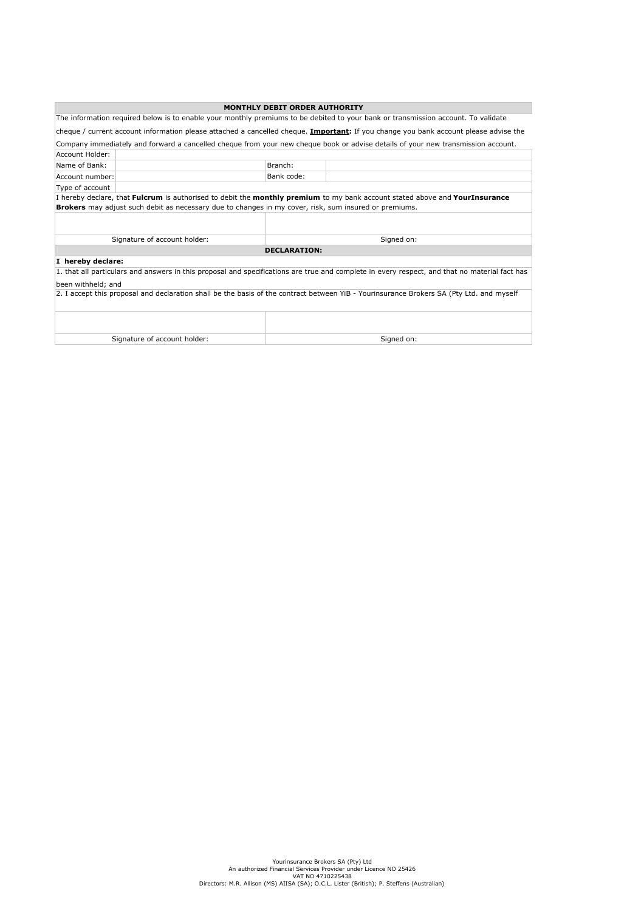## MONTHLY DEBIT ORDER AUTHORITY

The information required below is to enable your monthly premiums to be debited to your bank or transmission account. To validate cheque / current account information please attached a cancelled cheque. **Important:** If you change you bank account please advise the Company immediately and forward a cancelled cheque from your new cheque book or advise details of your new transmission account.

| | | | |
|---|---|---|---|
| Account Holder: | | | |
| Name of Bank: | | Branch: | |
| Account number: | | Bank code: | |
| Type of account | | | |

I hereby declare, that **Fulcrum** is authorised to debit the **monthly premium** to my bank account stated above and **YourInsurance Brokers** may adjust such debit as necessary due to changes in my cover, risk, sum insured or premiums.

| | |
|---|---|
| | |
| Signature of account holder: | Signed on: |

## DECLARATION:

**I hereby declare:**

1. that all particulars and answers in this proposal and specifications are true and complete in every respect, and that no material fact has been withheld; and
2. I accept this proposal and declaration shall be the basis of the contract between YiB - Yourinsurance Brokers SA (Pty Ltd. and myself

| | |
|---|---|
| | |
| Signature of account holder: | Signed on: |

Yourinsurance Brokers SA (Pty) Ltd
An authorized Financial Services Provider under Licence NO 25426
VAT NO 4710225438
Directors: M.R. Allison (MS) AIISA (SA); O.C.L. Lister (British); P. Steffens (Australian)